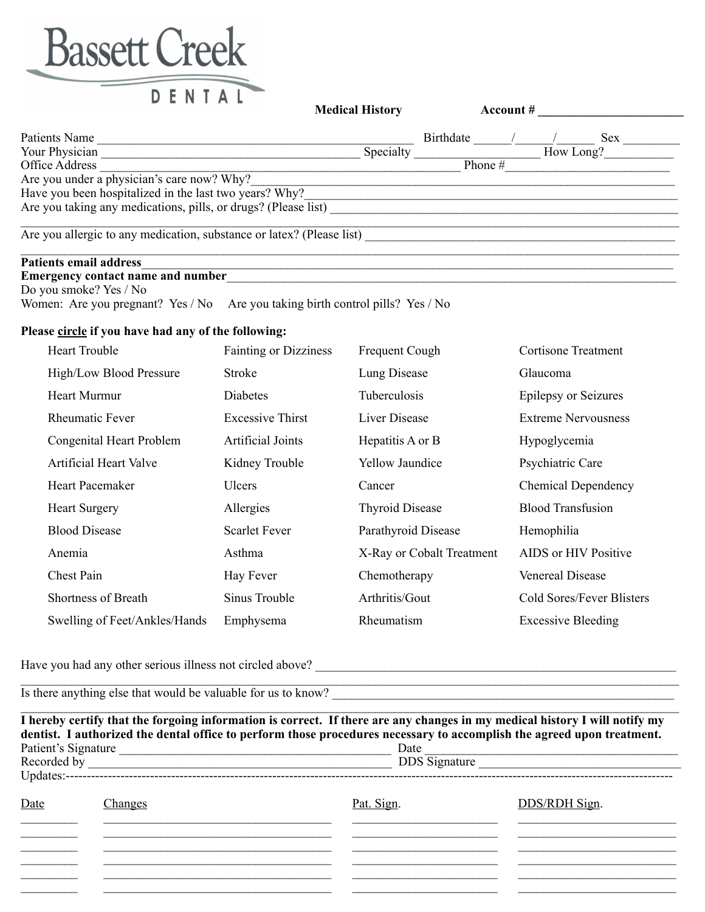# Bassett Creek DENTAL

**Medical History** **Account # ______________________**

Patients Name ______________________________________________ Birthdate ______/______/______ Sex _________

Your Physician ______________________________________ Specialty __________________ How Long? ___________

Office Address ______________________________________________________ Phone # _________________________

Are you under a physician's care now? Why? ______________________________________________________________

Have you been hospitalized in the last two years? Why? ______________________________________________________

Are you taking any medications, pills, or drugs? (Please list) __________________________________________________

_____________________________________________________________________________________________________

Are you allergic to any medication, substance or latex? (Please list) ____________________________________________

_____________________________________________________________________________________________________

**Patients email address** ______________________________________________________________________________

**Emergency contact name and number** _________________________________________________________________

Do you smoke? Yes / No

Women: Are you pregnant? Yes / No  Are you taking birth control pills? Yes / No

**Please circle if you have had any of the following:**

| | | | |
|---|---|---|---|
| Heart Trouble | Fainting or Dizziness | Frequent Cough | Cortisone Treatment |
| High/Low Blood Pressure | Stroke | Lung Disease | Glaucoma |
| Heart Murmur | Diabetes | Tuberculosis | Epilepsy or Seizures |
| Rheumatic Fever | Excessive Thirst | Liver Disease | Extreme Nervousness |
| Congenital Heart Problem | Artificial Joints | Hepatitis A or B | Hypoglycemia |
| Artificial Heart Valve | Kidney Trouble | Yellow Jaundice | Psychiatric Care |
| Heart Pacemaker | Ulcers | Cancer | Chemical Dependency |
| Heart Surgery | Allergies | Thyroid Disease | Blood Transfusion |
| Blood Disease | Scarlet Fever | Parathyroid Disease | Hemophilia |
| Anemia | Asthma | X-Ray or Cobalt Treatment | AIDS or HIV Positive |
| Chest Pain | Hay Fever | Chemotherapy | Venereal Disease |
| Shortness of Breath | Sinus Trouble | Arthritis/Gout | Cold Sores/Fever Blisters |
| Swelling of Feet/Ankles/Hands | Emphysema | Rheumatism | Excessive Bleeding |

Have you had any other serious illness not circled above? ___________________________________________________

_____________________________________________________________________________________________________

Is there anything else that would be valuable for us to know? _______________________________________________

_____________________________________________________________________________________________________

**I hereby certify that the forgoing information is correct. If there are any changes in my medical history I will notify my dentist. I authorized the dental office to perform those procedures necessary to accomplish the agreed upon treatment.**

Patient's Signature ____________________________________________ Date ____________________________________

Recorded by _________________________________________________ DDS Signature ____________________________

Updates:------------------------------------------------------------------------------------------------------------------------------------

| Date | Changes | Pat. Sign. | DDS/RDH Sign. |
|---|---|---|---|
| | | | |
| | | | |
| | | | |
| | | | |
| | | | |
| | | | |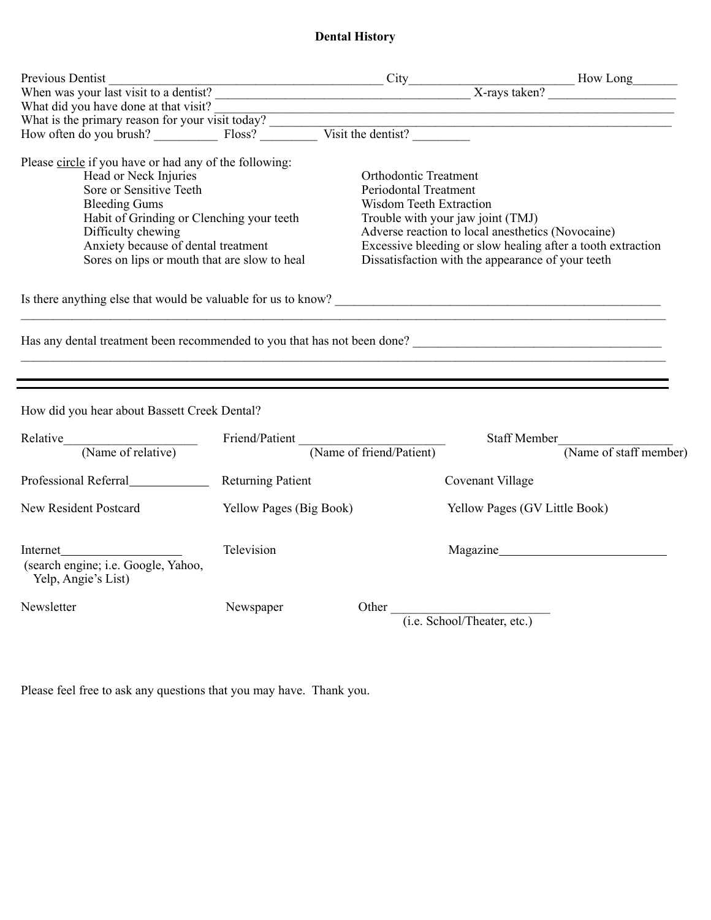## Dental History

Previous Dentist ____________________________________________ City__________________________ How Long_______

When was your last visit to a dentist? ________________________________________ X-rays taken? ____________________

What did you have done at that visit? ______________________________________________________________________________

What is the primary reason for your visit today? ______________________________________________________________

How often do you brush? __________ Floss? _________ Visit the dentist? _________

Please circle if you have or had any of the following:

- Head or Neck Injuries
- Sore or Sensitive Teeth
- Bleeding Gums
- Habit of Grinding or Clenching your teeth
- Difficulty chewing
- Anxiety because of dental treatment
- Sores on lips or mouth that are slow to heal
- Orthodontic Treatment
- Periodontal Treatment
- Wisdom Teeth Extraction
- Trouble with your jaw joint (TMJ)
- Adverse reaction to local anesthetics (Novocaine)
- Excessive bleeding or slow healing after a tooth extraction
- Dissatisfaction with the appearance of your teeth

Is there anything else that would be valuable for us to know? _____________________________________________________

______________________________________________________________________________________________________

Has any dental treatment been recommended to you that has not been done? _______________________________________

______________________________________________________________________________________________________

---

How did you hear about Bassett Creek Dental?

Relative_____________________ (Name of relative)

Friend/Patient _______________________ (Name of friend/Patient)

Staff Member_________________ (Name of staff member)

Professional Referral_____________

Returning Patient

Covenant Village

New Resident Postcard

Yellow Pages (Big Book)

Yellow Pages (GV Little Book)

Internet___________________ (search engine; i.e. Google, Yahoo, Yelp, Angie's List)

Television

Magazine___________________________

Newsletter

Newspaper

Other _________________________ (i.e. School/Theater, etc.)

Please feel free to ask any questions that you may have. Thank you.